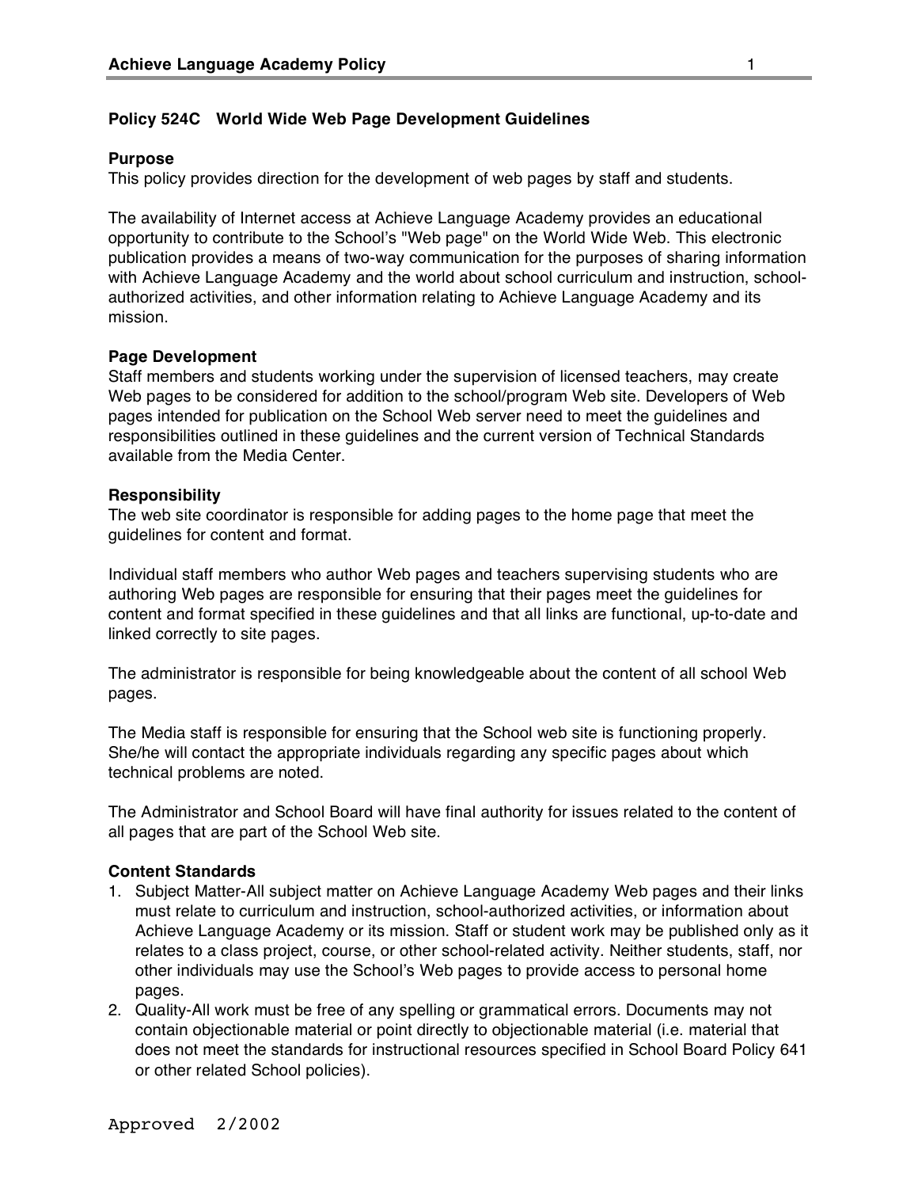## Policy 524C World Wide Web Page Development Guidelines

### Purpose

This policy provides direction for the development of web pages by staff and students.

The availability of Internet access at Achieve Language Academy provides an educational opportunity to contribute to the School's "Web page" on the World Wide Web. This electronic publication provides a means of two-way communication for the purposes of sharing information with Achieve Language Academy and the world about school curriculum and instruction, school-authorized activities, and other information relating to Achieve Language Academy and its mission.

### Page Development

Staff members and students working under the supervision of licensed teachers, may create Web pages to be considered for addition to the school/program Web site. Developers of Web pages intended for publication on the School Web server need to meet the guidelines and responsibilities outlined in these guidelines and the current version of Technical Standards available from the Media Center.

### Responsibility

The web site coordinator is responsible for adding pages to the home page that meet the guidelines for content and format.

Individual staff members who author Web pages and teachers supervising students who are authoring Web pages are responsible for ensuring that their pages meet the guidelines for content and format specified in these guidelines and that all links are functional, up-to-date and linked correctly to site pages.

The administrator is responsible for being knowledgeable about the content of all school Web pages.

The Media staff is responsible for ensuring that the School web site is functioning properly. She/he will contact the appropriate individuals regarding any specific pages about which technical problems are noted.

The Administrator and School Board will have final authority for issues related to the content of all pages that are part of the School Web site.

### Content Standards

1. Subject Matter-All subject matter on Achieve Language Academy Web pages and their links must relate to curriculum and instruction, school-authorized activities, or information about Achieve Language Academy or its mission. Staff or student work may be published only as it relates to a class project, course, or other school-related activity. Neither students, staff, nor other individuals may use the School's Web pages to provide access to personal home pages.
2. Quality-All work must be free of any spelling or grammatical errors. Documents may not contain objectionable material or point directly to objectionable material (i.e. material that does not meet the standards for instructional resources specified in School Board Policy 641 or other related School policies).

Approved 2/2002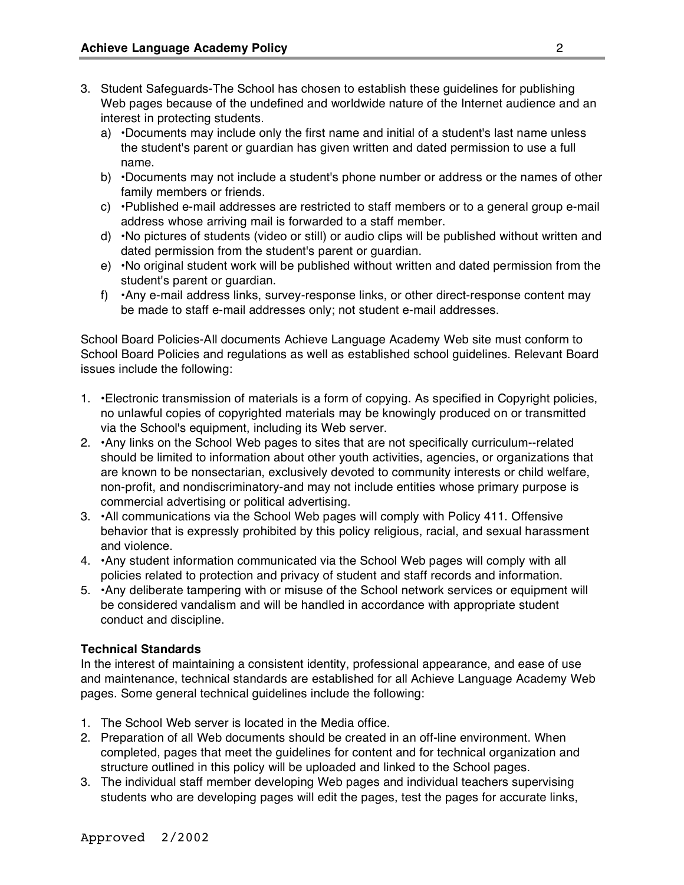3. Student Safeguards-The School has chosen to establish these guidelines for publishing Web pages because of the undefined and worldwide nature of the Internet audience and an interest in protecting students.
   a) •Documents may include only the first name and initial of a student's last name unless the student's parent or guardian has given written and dated permission to use a full name.
   b) •Documents may not include a student's phone number or address or the names of other family members or friends.
   c) •Published e-mail addresses are restricted to staff members or to a general group e-mail address whose arriving mail is forwarded to a staff member.
   d) •No pictures of students (video or still) or audio clips will be published without written and dated permission from the student's parent or guardian.
   e) •No original student work will be published without written and dated permission from the student's parent or guardian.
   f) •Any e-mail address links, survey-response links, or other direct-response content may be made to staff e-mail addresses only; not student e-mail addresses.

School Board Policies-All documents Achieve Language Academy Web site must conform to School Board Policies and regulations as well as established school guidelines. Relevant Board issues include the following:

1. •Electronic transmission of materials is a form of copying. As specified in Copyright policies, no unlawful copies of copyrighted materials may be knowingly produced on or transmitted via the School's equipment, including its Web server.
2. •Any links on the School Web pages to sites that are not specifically curriculum--related should be limited to information about other youth activities, agencies, or organizations that are known to be nonsectarian, exclusively devoted to community interests or child welfare, non-profit, and nondiscriminatory-and may not include entities whose primary purpose is commercial advertising or political advertising.
3. •All communications via the School Web pages will comply with Policy 411. Offensive behavior that is expressly prohibited by this policy religious, racial, and sexual harassment and violence.
4. •Any student information communicated via the School Web pages will comply with all policies related to protection and privacy of student and staff records and information.
5. •Any deliberate tampering with or misuse of the School network services or equipment will be considered vandalism and will be handled in accordance with appropriate student conduct and discipline.

**Technical Standards**
In the interest of maintaining a consistent identity, professional appearance, and ease of use and maintenance, technical standards are established for all Achieve Language Academy Web pages. Some general technical guidelines include the following:

1. The School Web server is located in the Media office.
2. Preparation of all Web documents should be created in an off-line environment. When completed, pages that meet the guidelines for content and for technical organization and structure outlined in this policy will be uploaded and linked to the School pages.
3. The individual staff member developing Web pages and individual teachers supervising students who are developing pages will edit the pages, test the pages for accurate links,

Approved 2/2002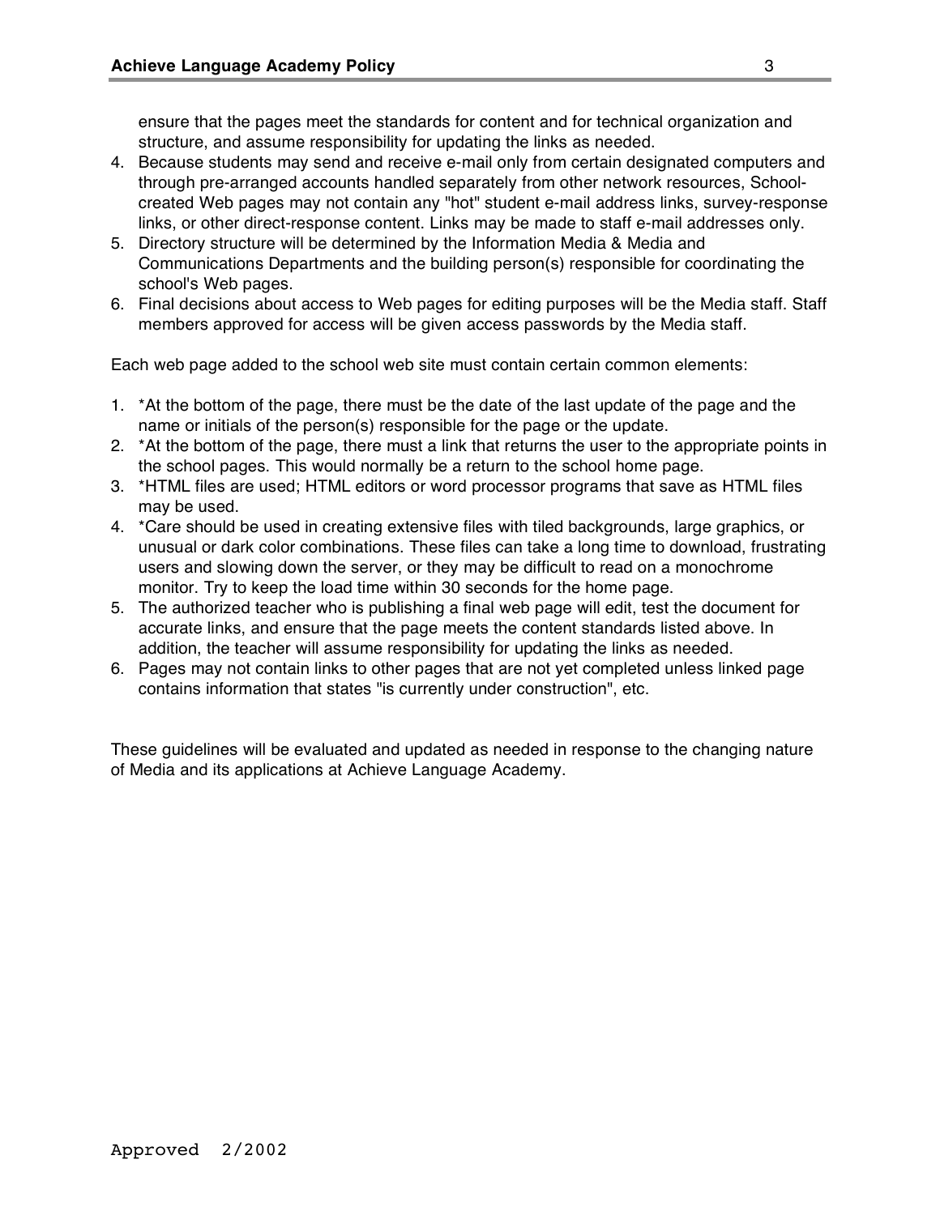ensure that the pages meet the standards for content and for technical organization and structure, and assume responsibility for updating the links as needed.

4. Because students may send and receive e-mail only from certain designated computers and through pre-arranged accounts handled separately from other network resources, School-created Web pages may not contain any "hot" student e-mail address links, survey-response links, or other direct-response content. Links may be made to staff e-mail addresses only.
5. Directory structure will be determined by the Information Media & Media and Communications Departments and the building person(s) responsible for coordinating the school's Web pages.
6. Final decisions about access to Web pages for editing purposes will be the Media staff. Staff members approved for access will be given access passwords by the Media staff.

Each web page added to the school web site must contain certain common elements:

1. *At the bottom of the page, there must be the date of the last update of the page and the name or initials of the person(s) responsible for the page or the update.
2. *At the bottom of the page, there must a link that returns the user to the appropriate points in the school pages. This would normally be a return to the school home page.
3. *HTML files are used; HTML editors or word processor programs that save as HTML files may be used.
4. *Care should be used in creating extensive files with tiled backgrounds, large graphics, or unusual or dark color combinations. These files can take a long time to download, frustrating users and slowing down the server, or they may be difficult to read on a monochrome monitor. Try to keep the load time within 30 seconds for the home page.
5. The authorized teacher who is publishing a final web page will edit, test the document for accurate links, and ensure that the page meets the content standards listed above. In addition, the teacher will assume responsibility for updating the links as needed.
6. Pages may not contain links to other pages that are not yet completed unless linked page contains information that states "is currently under construction", etc.

These guidelines will be evaluated and updated as needed in response to the changing nature of Media and its applications at Achieve Language Academy.

Approved 2/2002